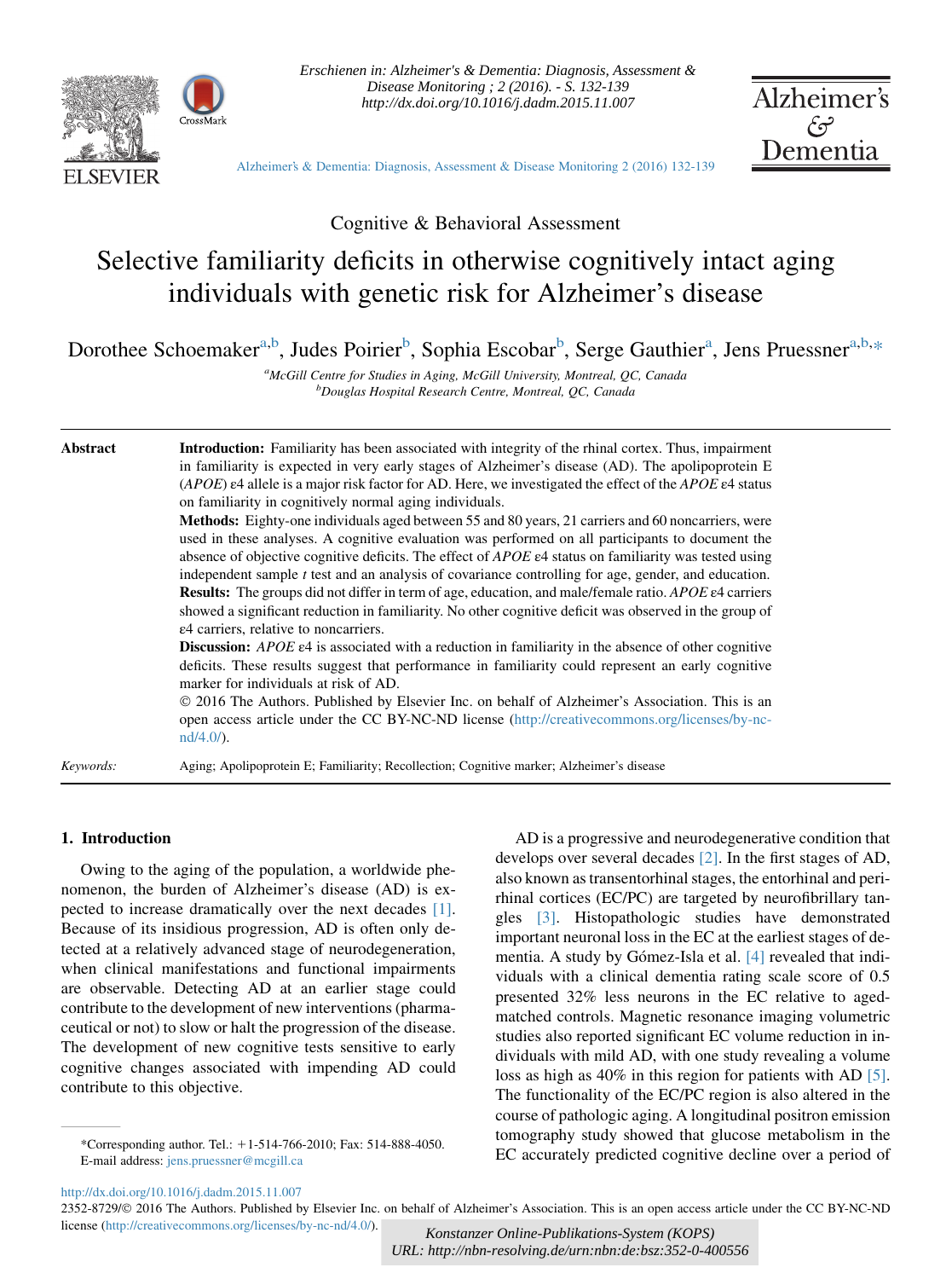Erschienen in: Alzheimer's & Dementia: Diagnosis, Assessment & Disease Monitoring ; 2 (2016). - S. 132-139
http://dx.doi.org/10.1016/j.dadm.2015.11.007

Cognitive & Behavioral Assessment

# Selective familiarity deficits in otherwise cognitively intact aging individuals with genetic risk for Alzheimer's disease

Dorothee Schoemaker[a,b], Judes Poirier[b], Sophia Escobar[b], Serge Gauthier[a], Jens Pruessner[a,b,*]

[a]McGill Centre for Studies in Aging, McGill University, Montreal, QC, Canada
[b]Douglas Hospital Research Centre, Montreal, QC, Canada

**Abstract**

**Introduction:** Familiarity has been associated with integrity of the rhinal cortex. Thus, impairment in familiarity is expected in very early stages of Alzheimer's disease (AD). The apolipoprotein E (*APOE*) ε4 allele is a major risk factor for AD. Here, we investigated the effect of the *APOE* ε4 status on familiarity in cognitively normal aging individuals.

**Methods:** Eighty-one individuals aged between 55 and 80 years, 21 carriers and 60 noncarriers, were used in these analyses. A cognitive evaluation was performed on all participants to document the absence of objective cognitive deficits. The effect of *APOE* ε4 status on familiarity was tested using independent sample *t* test and an analysis of covariance controlling for age, gender, and education.

**Results:** The groups did not differ in term of age, education, and male/female ratio. *APOE* ε4 carriers showed a significant reduction in familiarity. No other cognitive deficit was observed in the group of ε4 carriers, relative to noncarriers.

**Discussion:** *APOE* ε4 is associated with a reduction in familiarity in the absence of other cognitive deficits. These results suggest that performance in familiarity could represent an early cognitive marker for individuals at risk of AD.

© 2016 The Authors. Published by Elsevier Inc. on behalf of Alzheimer's Association. This is an open access article under the CC BY-NC-ND license (http://creativecommons.org/licenses/by-nc-nd/4.0/).

*Keywords:* Aging; Apolipoprotein E; Familiarity; Recollection; Cognitive marker; Alzheimer's disease

## 1. Introduction

Owing to the aging of the population, a worldwide phenomenon, the burden of Alzheimer's disease (AD) is expected to increase dramatically over the next decades [1]. Because of its insidious progression, AD is often only detected at a relatively advanced stage of neurodegeneration, when clinical manifestations and functional impairments are observable. Detecting AD at an earlier stage could contribute to the development of new interventions (pharmaceutical or not) to slow or halt the progression of the disease. The development of new cognitive tests sensitive to early cognitive changes associated with impending AD could contribute to this objective.

AD is a progressive and neurodegenerative condition that develops over several decades [2]. In the first stages of AD, also known as transentorhinal stages, the entorhinal and perirhinal cortices (EC/PC) are targeted by neurofibrillary tangles [3]. Histopathologic studies have demonstrated important neuronal loss in the EC at the earliest stages of dementia. A study by Gómez-Isla et al. [4] revealed that individuals with a clinical dementia rating scale score of 0.5 presented 32% less neurons in the EC relative to aged-matched controls. Magnetic resonance imaging volumetric studies also reported significant EC volume reduction in individuals with mild AD, with one study revealing a volume loss as high as 40% in this region for patients with AD [5]. The functionality of the EC/PC region is also altered in the course of pathologic aging. A longitudinal positron emission tomography study showed that glucose metabolism in the EC accurately predicted cognitive decline over a period of

*Corresponding author. Tel.: +1-514-766-2010; Fax: 514-888-4050.
E-mail address: jens.pruessner@mcgill.ca

http://dx.doi.org/10.1016/j.dadm.2015.11.007
2352-8729/© 2016 The Authors. Published by Elsevier Inc. on behalf of Alzheimer's Association. This is an open access article under the CC BY-NC-ND license (http://creativecommons.org/licenses/by-nc-nd/4.0/).

Konstanzer Online-Publikations-System (KOPS)
URL: http://nbn-resolving.de/urn:nbn:de:bsz:352-0-400556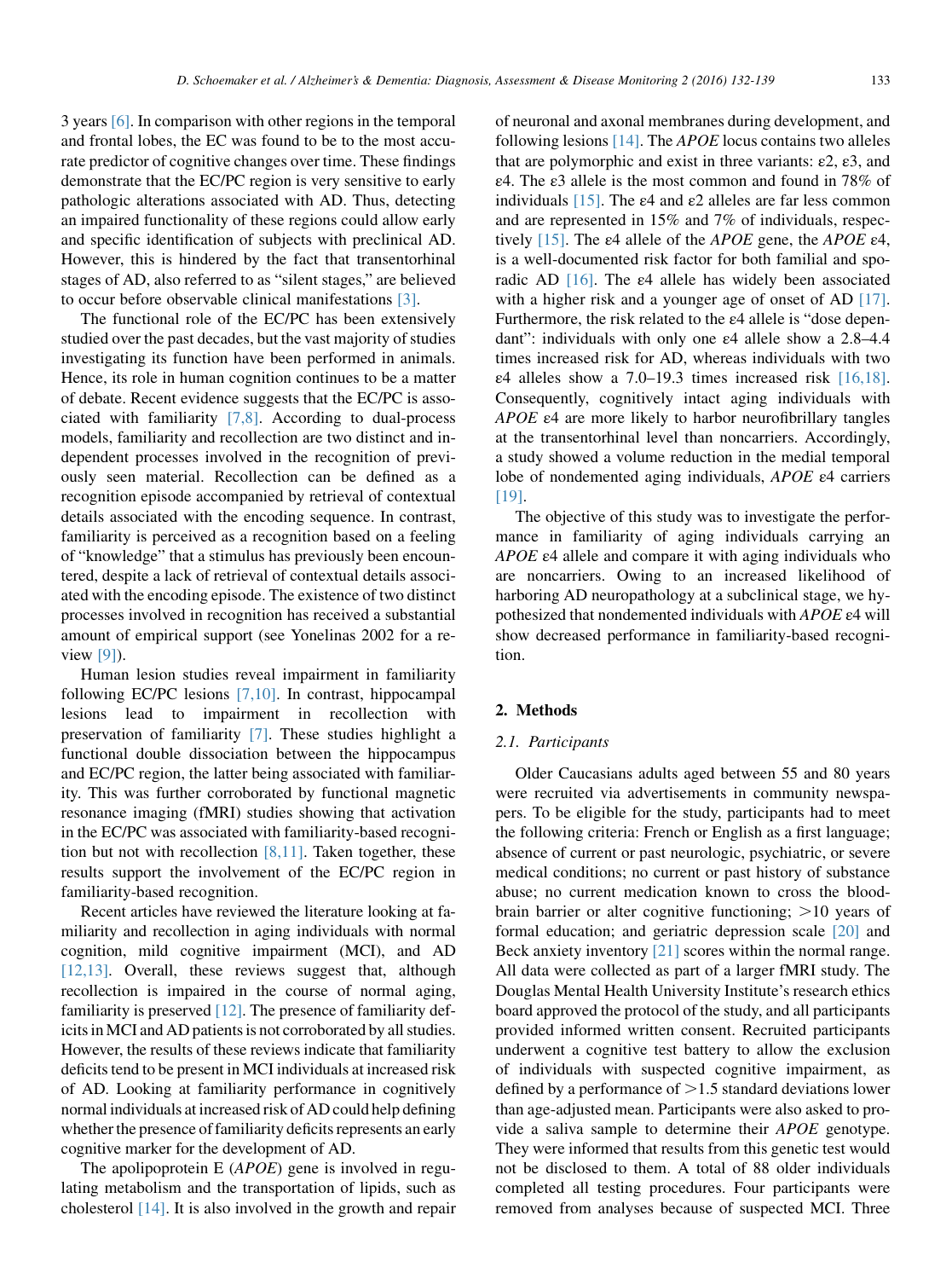3 years [6]. In comparison with other regions in the temporal and frontal lobes, the EC was found to be to the most accurate predictor of cognitive changes over time. These findings demonstrate that the EC/PC region is very sensitive to early pathologic alterations associated with AD. Thus, detecting an impaired functionality of these regions could allow early and specific identification of subjects with preclinical AD. However, this is hindered by the fact that transentorhinal stages of AD, also referred to as "silent stages," are believed to occur before observable clinical manifestations [3].

The functional role of the EC/PC has been extensively studied over the past decades, but the vast majority of studies investigating its function have been performed in animals. Hence, its role in human cognition continues to be a matter of debate. Recent evidence suggests that the EC/PC is associated with familiarity [7,8]. According to dual-process models, familiarity and recollection are two distinct and independent processes involved in the recognition of previously seen material. Recollection can be defined as a recognition episode accompanied by retrieval of contextual details associated with the encoding sequence. In contrast, familiarity is perceived as a recognition based on a feeling of "knowledge" that a stimulus has previously been encountered, despite a lack of retrieval of contextual details associated with the encoding episode. The existence of two distinct processes involved in recognition has received a substantial amount of empirical support (see Yonelinas 2002 for a review [9]).

Human lesion studies reveal impairment in familiarity following EC/PC lesions [7,10]. In contrast, hippocampal lesions lead to impairment in recollection with preservation of familiarity [7]. These studies highlight a functional double dissociation between the hippocampus and EC/PC region, the latter being associated with familiarity. This was further corroborated by functional magnetic resonance imaging (fMRI) studies showing that activation in the EC/PC was associated with familiarity-based recognition but not with recollection [8,11]. Taken together, these results support the involvement of the EC/PC region in familiarity-based recognition.

Recent articles have reviewed the literature looking at familiarity and recollection in aging individuals with normal cognition, mild cognitive impairment (MCI), and AD [12,13]. Overall, these reviews suggest that, although recollection is impaired in the course of normal aging, familiarity is preserved [12]. The presence of familiarity deficits in MCI and AD patients is not corroborated by all studies. However, the results of these reviews indicate that familiarity deficits tend to be present in MCI individuals at increased risk of AD. Looking at familiarity performance in cognitively normal individuals at increased risk of AD could help defining whether the presence of familiarity deficits represents an early cognitive marker for the development of AD.

The apolipoprotein E (*APOE*) gene is involved in regulating metabolism and the transportation of lipids, such as cholesterol [14]. It is also involved in the growth and repair of neuronal and axonal membranes during development, and following lesions [14]. The *APOE* locus contains two alleles that are polymorphic and exist in three variants: ε2, ε3, and ε4. The ε3 allele is the most common and found in 78% of individuals [15]. The ε4 and ε2 alleles are far less common and are represented in 15% and 7% of individuals, respectively [15]. The ε4 allele of the *APOE* gene, the *APOE* ε4, is a well-documented risk factor for both familial and sporadic AD [16]. The ε4 allele has widely been associated with a higher risk and a younger age of onset of AD [17]. Furthermore, the risk related to the ε4 allele is "dose dependant": individuals with only one ε4 allele show a 2.8–4.4 times increased risk for AD, whereas individuals with two ε4 alleles show a 7.0–19.3 times increased risk [16,18]. Consequently, cognitively intact aging individuals with *APOE* ε4 are more likely to harbor neurofibrillary tangles at the transentorhinal level than noncarriers. Accordingly, a study showed a volume reduction in the medial temporal lobe of nondemented aging individuals, *APOE* ε4 carriers [19].

The objective of this study was to investigate the performance in familiarity of aging individuals carrying an *APOE* ε4 allele and compare it with aging individuals who are noncarriers. Owing to an increased likelihood of harboring AD neuropathology at a subclinical stage, we hypothesized that nondemented individuals with *APOE* ε4 will show decreased performance in familiarity-based recognition.

## 2. Methods

### 2.1. Participants

Older Caucasians adults aged between 55 and 80 years were recruited via advertisements in community newspapers. To be eligible for the study, participants had to meet the following criteria: French or English as a first language; absence of current or past neurologic, psychiatric, or severe medical conditions; no current or past history of substance abuse; no current medication known to cross the blood-brain barrier or alter cognitive functioning; >10 years of formal education; and geriatric depression scale [20] and Beck anxiety inventory [21] scores within the normal range. All data were collected as part of a larger fMRI study. The Douglas Mental Health University Institute's research ethics board approved the protocol of the study, and all participants provided informed written consent. Recruited participants underwent a cognitive test battery to allow the exclusion of individuals with suspected cognitive impairment, as defined by a performance of >1.5 standard deviations lower than age-adjusted mean. Participants were also asked to provide a saliva sample to determine their *APOE* genotype. They were informed that results from this genetic test would not be disclosed to them. A total of 88 older individuals completed all testing procedures. Four participants were removed from analyses because of suspected MCI. Three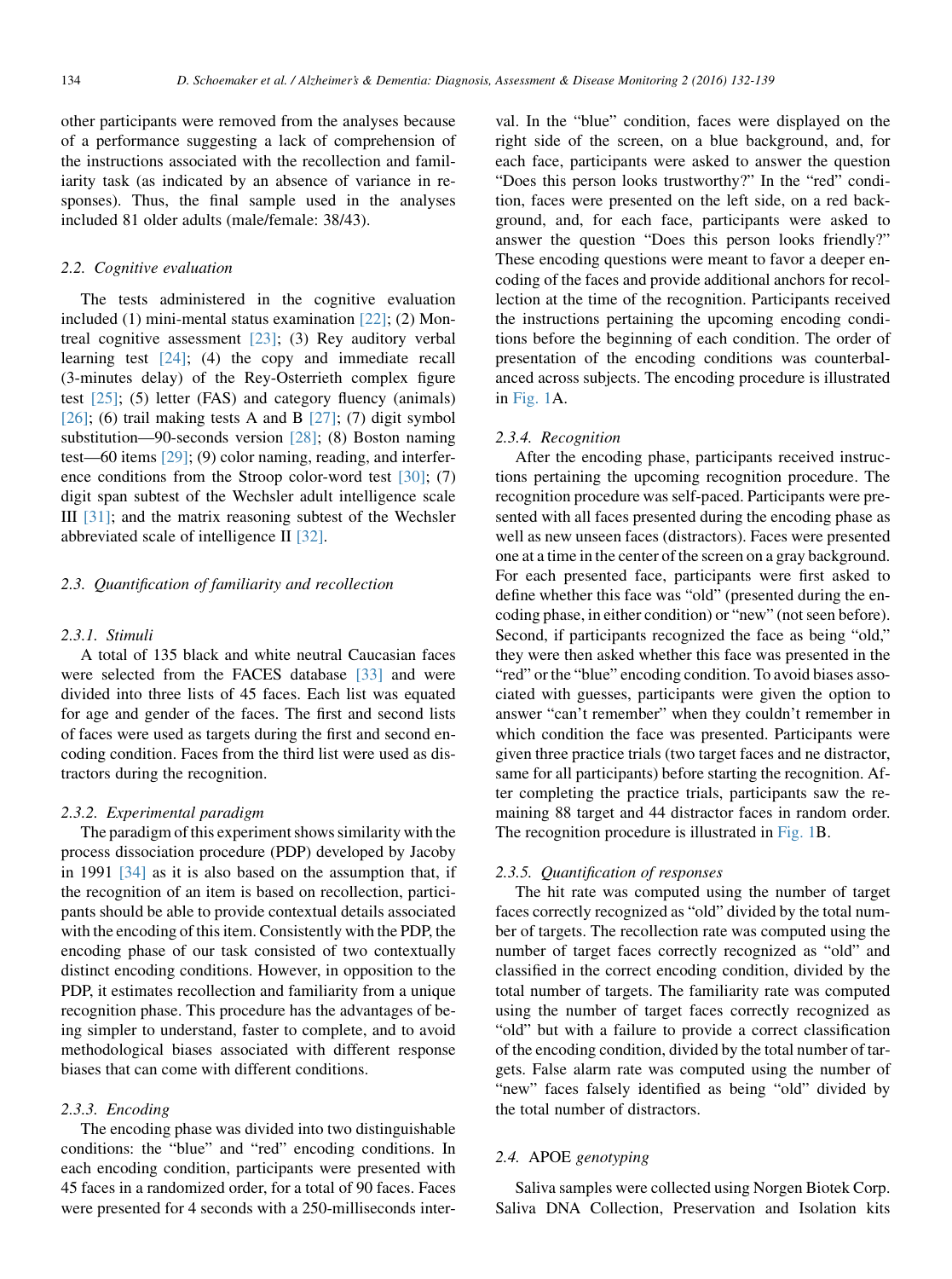other participants were removed from the analyses because of a performance suggesting a lack of comprehension of the instructions associated with the recollection and familiarity task (as indicated by an absence of variance in responses). Thus, the final sample used in the analyses included 81 older adults (male/female: 38/43).

### 2.2. Cognitive evaluation

The tests administered in the cognitive evaluation included (1) mini-mental status examination [22]; (2) Montreal cognitive assessment [23]; (3) Rey auditory verbal learning test [24]; (4) the copy and immediate recall (3-minutes delay) of the Rey-Osterrieth complex figure test [25]; (5) letter (FAS) and category fluency (animals) [26]; (6) trail making tests A and B [27]; (7) digit symbol substitution—90-seconds version [28]; (8) Boston naming test—60 items [29]; (9) color naming, reading, and interference conditions from the Stroop color-word test [30]; (7) digit span subtest of the Wechsler adult intelligence scale III [31]; and the matrix reasoning subtest of the Wechsler abbreviated scale of intelligence II [32].

### 2.3. Quantification of familiarity and recollection

#### 2.3.1. Stimuli

A total of 135 black and white neutral Caucasian faces were selected from the FACES database [33] and were divided into three lists of 45 faces. Each list was equated for age and gender of the faces. The first and second lists of faces were used as targets during the first and second encoding condition. Faces from the third list were used as distractors during the recognition.

#### 2.3.2. Experimental paradigm

The paradigm of this experiment shows similarity with the process dissociation procedure (PDP) developed by Jacoby in 1991 [34] as it is also based on the assumption that, if the recognition of an item is based on recollection, participants should be able to provide contextual details associated with the encoding of this item. Consistently with the PDP, the encoding phase of our task consisted of two contextually distinct encoding conditions. However, in opposition to the PDP, it estimates recollection and familiarity from a unique recognition phase. This procedure has the advantages of being simpler to understand, faster to complete, and to avoid methodological biases associated with different response biases that can come with different conditions.

#### 2.3.3. Encoding

The encoding phase was divided into two distinguishable conditions: the "blue" and "red" encoding conditions. In each encoding condition, participants were presented with 45 faces in a randomized order, for a total of 90 faces. Faces were presented for 4 seconds with a 250-milliseconds interval. In the "blue" condition, faces were displayed on the right side of the screen, on a blue background, and, for each face, participants were asked to answer the question "Does this person looks trustworthy?" In the "red" condition, faces were presented on the left side, on a red background, and, for each face, participants were asked to answer the question "Does this person looks friendly?" These encoding questions were meant to favor a deeper encoding of the faces and provide additional anchors for recollection at the time of the recognition. Participants received the instructions pertaining the upcoming encoding conditions before the beginning of each condition. The order of presentation of the encoding conditions was counterbalanced across subjects. The encoding procedure is illustrated in Fig. 1A.

#### 2.3.4. Recognition

After the encoding phase, participants received instructions pertaining the upcoming recognition procedure. The recognition procedure was self-paced. Participants were presented with all faces presented during the encoding phase as well as new unseen faces (distractors). Faces were presented one at a time in the center of the screen on a gray background. For each presented face, participants were first asked to define whether this face was "old" (presented during the encoding phase, in either condition) or "new" (not seen before). Second, if participants recognized the face as being "old," they were then asked whether this face was presented in the "red" or the "blue" encoding condition. To avoid biases associated with guesses, participants were given the option to answer "can't remember" when they couldn't remember in which condition the face was presented. Participants were given three practice trials (two target faces and ne distractor, same for all participants) before starting the recognition. After completing the practice trials, participants saw the remaining 88 target and 44 distractor faces in random order. The recognition procedure is illustrated in Fig. 1B.

#### 2.3.5. Quantification of responses

The hit rate was computed using the number of target faces correctly recognized as "old" divided by the total number of targets. The recollection rate was computed using the number of target faces correctly recognized as "old" and classified in the correct encoding condition, divided by the total number of targets. The familiarity rate was computed using the number of target faces correctly recognized as "old" but with a failure to provide a correct classification of the encoding condition, divided by the total number of targets. False alarm rate was computed using the number of "new" faces falsely identified as being "old" divided by the total number of distractors.

### 2.4. APOE *genotyping*

Saliva samples were collected using Norgen Biotek Corp. Saliva DNA Collection, Preservation and Isolation kits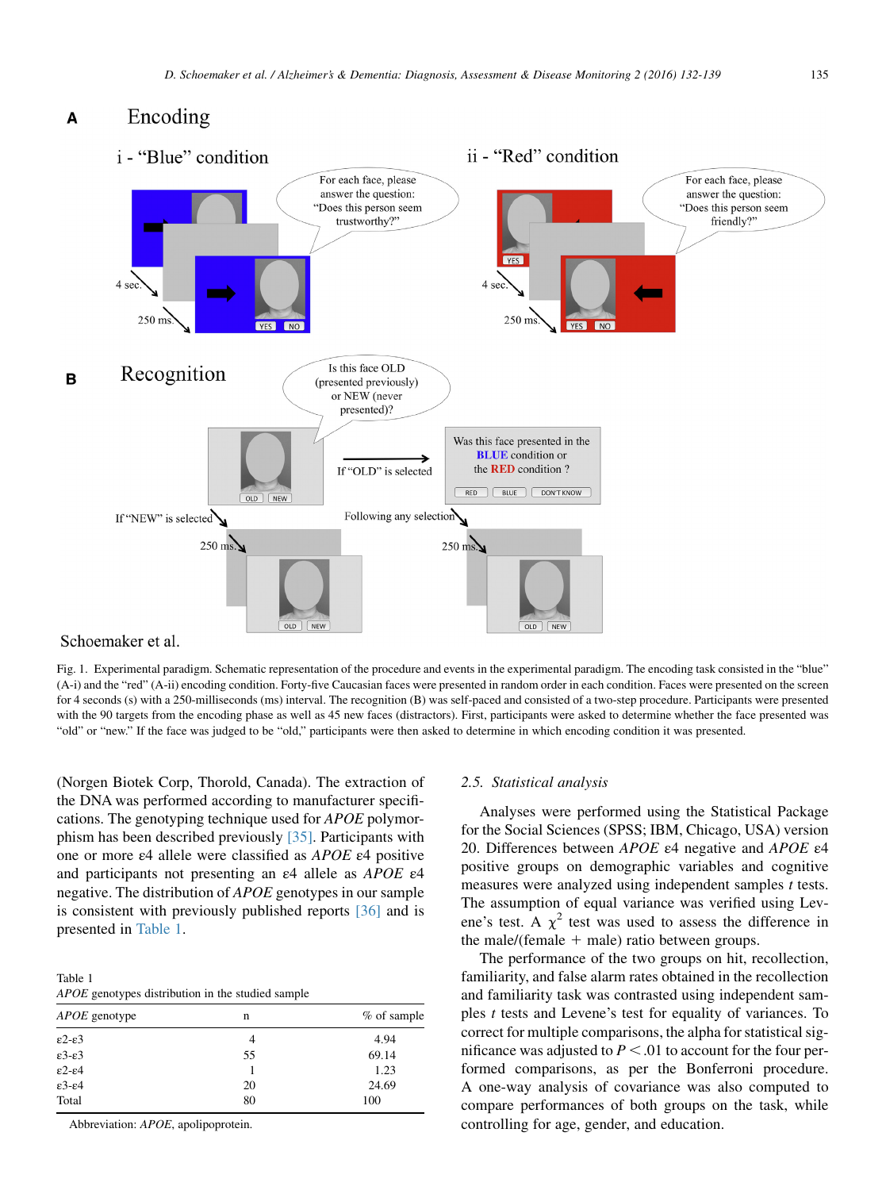Fig. 1. Experimental paradigm. Schematic representation of the procedure and events in the experimental paradigm. The encoding task consisted in the "blue" (A-i) and the "red" (A-ii) encoding condition. Forty-five Caucasian faces were presented in random order in each condition. Faces were presented on the screen for 4 seconds (s) with a 250-milliseconds (ms) interval. The recognition (B) was self-paced and consisted of a two-step procedure. Participants were presented with the 90 targets from the encoding phase as well as 45 new faces (distractors). First, participants were asked to determine whether the face presented was "old" or "new." If the face was judged to be "old," participants were then asked to determine in which encoding condition it was presented.

(Norgen Biotek Corp, Thorold, Canada). The extraction of the DNA was performed according to manufacturer specifications. The genotyping technique used for *APOE* polymorphism has been described previously [35]. Participants with one or more ε4 allele were classified as *APOE* ε4 positive and participants not presenting an ε4 allele as *APOE* ε4 negative. The distribution of *APOE* genotypes in our sample is consistent with previously published reports [36] and is presented in Table 1.

Table 1
*APOE* genotypes distribution in the studied sample

| *APOE* genotype | n | % of sample |
|---|---|---|
| ε2-ε3 | 4 | 4.94 |
| ε3-ε3 | 55 | 69.14 |
| ε2-ε4 | 1 | 1.23 |
| ε3-ε4 | 20 | 24.69 |
| Total | 80 | 100 |

Abbreviation: *APOE*, apolipoprotein.

### 2.5. Statistical analysis

Analyses were performed using the Statistical Package for the Social Sciences (SPSS; IBM, Chicago, USA) version 20. Differences between *APOE* ε4 negative and *APOE* ε4 positive groups on demographic variables and cognitive measures were analyzed using independent samples *t* tests. The assumption of equal variance was verified using Levene's test. A $\chi^2$ test was used to assess the difference in the male/(female + male) ratio between groups.

The performance of the two groups on hit, recollection, familiarity, and false alarm rates obtained in the recollection and familiarity task was contrasted using independent samples *t* tests and Levene's test for equality of variances. To correct for multiple comparisons, the alpha for statistical significance was adjusted to $P < .01$ to account for the four performed comparisons, as per the Bonferroni procedure. A one-way analysis of covariance was also computed to compare performances of both groups on the task, while controlling for age, gender, and education.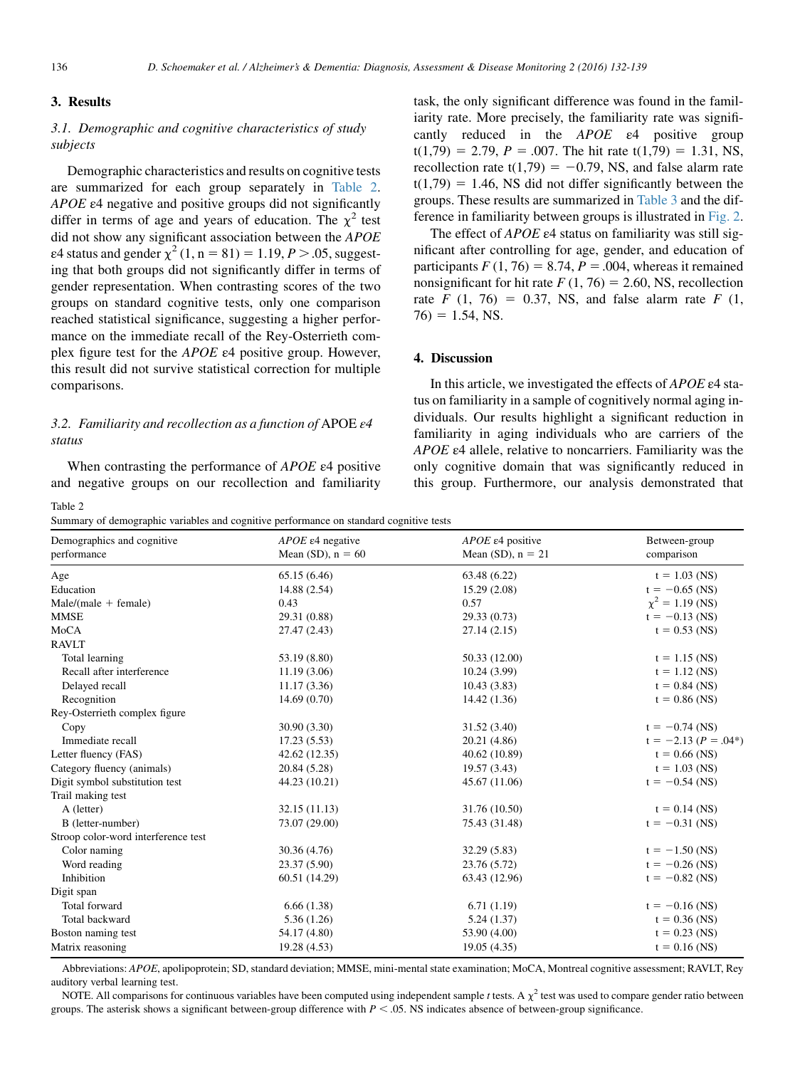## 3. Results

### 3.1. Demographic and cognitive characteristics of study subjects

Demographic characteristics and results on cognitive tests are summarized for each group separately in Table 2. *APOE* ε4 negative and positive groups did not significantly differ in terms of age and years of education. The $\chi^2$ test did not show any significant association between the *APOE* ε4 status and gender $\chi^2$ (1, n = 81) = 1.19, $P > .05$, suggesting that both groups did not significantly differ in terms of gender representation. When contrasting scores of the two groups on standard cognitive tests, only one comparison reached statistical significance, suggesting a higher performance on the immediate recall of the Rey-Osterrieth complex figure test for the *APOE* ε4 positive group. However, this result did not survive statistical correction for multiple comparisons.

### 3.2. Familiarity and recollection as a function of APOE ε4 status

When contrasting the performance of *APOE* ε4 positive and negative groups on our recollection and familiarity task, the only significant difference was found in the familiarity rate. More precisely, the familiarity rate was significantly reduced in the *APOE* ε4 positive group t(1,79) = 2.79, $P$ = .007. The hit rate t(1,79) = 1.31, NS, recollection rate t(1,79) = −0.79, NS, and false alarm rate t(1,79) = 1.46, NS did not differ significantly between the groups. These results are summarized in Table 3 and the difference in familiarity between groups is illustrated in Fig. 2.

The effect of *APOE* ε4 status on familiarity was still significant after controlling for age, gender, and education of participants $F$ (1, 76) = 8.74, $P$ = .004, whereas it remained nonsignificant for hit rate $F$ (1, 76) = 2.60, NS, recollection rate $F$ (1, 76) = 0.37, NS, and false alarm rate $F$ (1, 76) = 1.54, NS.

## 4. Discussion

In this article, we investigated the effects of *APOE* ε4 status on familiarity in a sample of cognitively normal aging individuals. Our results highlight a significant reduction in familiarity in aging individuals who are carriers of the *APOE* ε4 allele, relative to noncarriers. Familiarity was the only cognitive domain that was significantly reduced in this group. Furthermore, our analysis demonstrated that

Table 2
Summary of demographic variables and cognitive performance on standard cognitive tests

| Demographics and cognitive performance | *APOE* ε4 negative Mean (SD), n = 60 | *APOE* ε4 positive Mean (SD), n = 21 | Between-group comparison |
|---|---|---|---|
| Age | 65.15 (6.46) | 63.48 (6.22) | t = 1.03 (NS) |
| Education | 14.88 (2.54) | 15.29 (2.08) | t = −0.65 (NS) |
| Male/(male + female) | 0.43 | 0.57 | $\chi^2$ = 1.19 (NS) |
| MMSE | 29.31 (0.88) | 29.33 (0.73) | t = −0.13 (NS) |
| MoCA | 27.47 (2.43) | 27.14 (2.15) | t = 0.53 (NS) |
| RAVLT | | | |
| Total learning | 53.19 (8.80) | 50.33 (12.00) | t = 1.15 (NS) |
| Recall after interference | 11.19 (3.06) | 10.24 (3.99) | t = 1.12 (NS) |
| Delayed recall | 11.17 (3.36) | 10.43 (3.83) | t = 0.84 (NS) |
| Recognition | 14.69 (0.70) | 14.42 (1.36) | t = 0.86 (NS) |
| Rey-Osterrieth complex figure | | | |
| Copy | 30.90 (3.30) | 31.52 (3.40) | t = −0.74 (NS) |
| Immediate recall | 17.23 (5.53) | 20.21 (4.86) | t = −2.13 ($P$ = .04*) |
| Letter fluency (FAS) | 42.62 (12.35) | 40.62 (10.89) | t = 0.66 (NS) |
| Category fluency (animals) | 20.84 (5.28) | 19.57 (3.43) | t = 1.03 (NS) |
| Digit symbol substitution test | 44.23 (10.21) | 45.67 (11.06) | t = −0.54 (NS) |
| Trail making test | | | |
| A (letter) | 32.15 (11.13) | 31.76 (10.50) | t = 0.14 (NS) |
| B (letter-number) | 73.07 (29.00) | 75.43 (31.48) | t = −0.31 (NS) |
| Stroop color-word interference test | | | |
| Color naming | 30.36 (4.76) | 32.29 (5.83) | t = −1.50 (NS) |
| Word reading | 23.37 (5.90) | 23.76 (5.72) | t = −0.26 (NS) |
| Inhibition | 60.51 (14.29) | 63.43 (12.96) | t = −0.82 (NS) |
| Digit span | | | |
| Total forward | 6.66 (1.38) | 6.71 (1.19) | t = −0.16 (NS) |
| Total backward | 5.36 (1.26) | 5.24 (1.37) | t = 0.36 (NS) |
| Boston naming test | 54.17 (4.80) | 53.90 (4.00) | t = 0.23 (NS) |
| Matrix reasoning | 19.28 (4.53) | 19.05 (4.35) | t = 0.16 (NS) |

Abbreviations: *APOE*, apolipoprotein; SD, standard deviation; MMSE, mini-mental state examination; MoCA, Montreal cognitive assessment; RAVLT, Rey auditory verbal learning test.

NOTE. All comparisons for continuous variables have been computed using independent sample *t* tests. A $\chi^2$ test was used to compare gender ratio between groups. The asterisk shows a significant between-group difference with $P < .05$. NS indicates absence of between-group significance.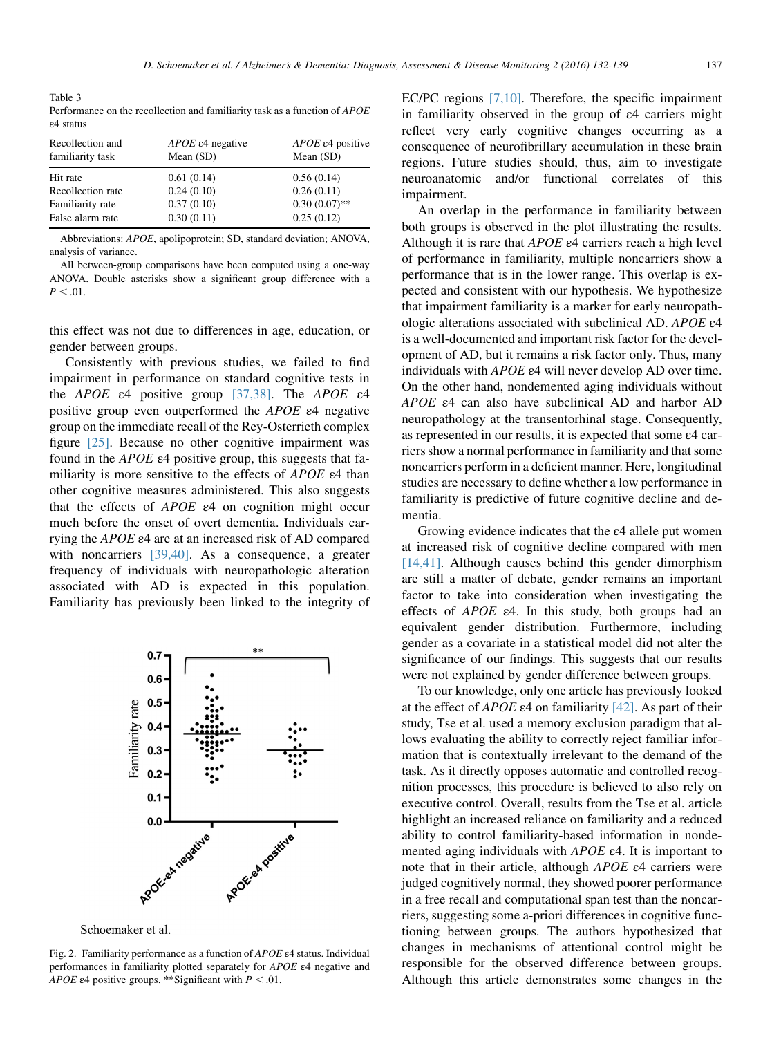Table 3
Performance on the recollection and familiarity task as a function of *APOE* ε4 status

| Recollection and familiarity task | *APOE* ε4 negative Mean (SD) | *APOE* ε4 positive Mean (SD) |
|---|---|---|
| Hit rate | 0.61 (0.14) | 0.56 (0.14) |
| Recollection rate | 0.24 (0.10) | 0.26 (0.11) |
| Familiarity rate | 0.37 (0.10) | 0.30 (0.07)** |
| False alarm rate | 0.30 (0.11) | 0.25 (0.12) |

Abbreviations: *APOE*, apolipoprotein; SD, standard deviation; ANOVA, analysis of variance.

All between-group comparisons have been computed using a one-way ANOVA. Double asterisks show a significant group difference with a $P < .01$.

this effect was not due to differences in age, education, or gender between groups.

Consistently with previous studies, we failed to find impairment in performance on standard cognitive tests in the *APOE* ε4 positive group [37,38]. The *APOE* ε4 positive group even outperformed the *APOE* ε4 negative group on the immediate recall of the Rey-Osterrieth complex figure [25]. Because no other cognitive impairment was found in the *APOE* ε4 positive group, this suggests that familiarity is more sensitive to the effects of *APOE* ε4 than other cognitive measures administered. This also suggests that the effects of *APOE* ε4 on cognition might occur much before the onset of overt dementia. Individuals carrying the *APOE* ε4 are at an increased risk of AD compared with noncarriers [39,40]. As a consequence, a greater frequency of individuals with neuropathologic alteration associated with AD is expected in this population. Familiarity has previously been linked to the integrity of EC/PC regions [7,10]. Therefore, the specific impairment in familiarity observed in the group of ε4 carriers might reflect very early cognitive changes occurring as a consequence of neurofibrillary accumulation in these brain regions. Future studies should, thus, aim to investigate neuroanatomic and/or functional correlates of this impairment.

Fig. 2. Familiarity performance as a function of *APOE* ε4 status. Individual performances in familiarity plotted separately for *APOE* ε4 negative and *APOE* ε4 positive groups. **Significant with $P < .01$.

An overlap in the performance in familiarity between both groups is observed in the plot illustrating the results. Although it is rare that *APOE* ε4 carriers reach a high level of performance in familiarity, multiple noncarriers show a performance that is in the lower range. This overlap is expected and consistent with our hypothesis. We hypothesize that impairment familiarity is a marker for early neuropathologic alterations associated with subclinical AD. *APOE* ε4 is a well-documented and important risk factor for the development of AD, but it remains a risk factor only. Thus, many individuals with *APOE* ε4 will never develop AD over time. On the other hand, nondemented aging individuals without *APOE* ε4 can also have subclinical AD and harbor AD neuropathology at the transentorhinal stage. Consequently, as represented in our results, it is expected that some ε4 carriers show a normal performance in familiarity and that some noncarriers perform in a deficient manner. Here, longitudinal studies are necessary to define whether a low performance in familiarity is predictive of future cognitive decline and dementia.

Growing evidence indicates that the ε4 allele put women at increased risk of cognitive decline compared with men [14,41]. Although causes behind this gender dimorphism are still a matter of debate, gender remains an important factor to take into consideration when investigating the effects of *APOE* ε4. In this study, both groups had an equivalent gender distribution. Furthermore, including gender as a covariate in a statistical model did not alter the significance of our findings. This suggests that our results were not explained by gender difference between groups.

To our knowledge, only one article has previously looked at the effect of *APOE* ε4 on familiarity [42]. As part of their study, Tse et al. used a memory exclusion paradigm that allows evaluating the ability to correctly reject familiar information that is contextually irrelevant to the demand of the task. As it directly opposes automatic and controlled recognition processes, this procedure is believed to also rely on executive control. Overall, results from the Tse et al. article highlight an increased reliance on familiarity and a reduced ability to control familiarity-based information in nondemented aging individuals with *APOE* ε4. It is important to note that in their article, although *APOE* ε4 carriers were judged cognitively normal, they showed poorer performance in a free recall and computational span test than the noncarriers, suggesting some a-priori differences in cognitive functioning between groups. The authors hypothesized that changes in mechanisms of attentional control might be responsible for the observed difference between groups. Although this article demonstrates some changes in the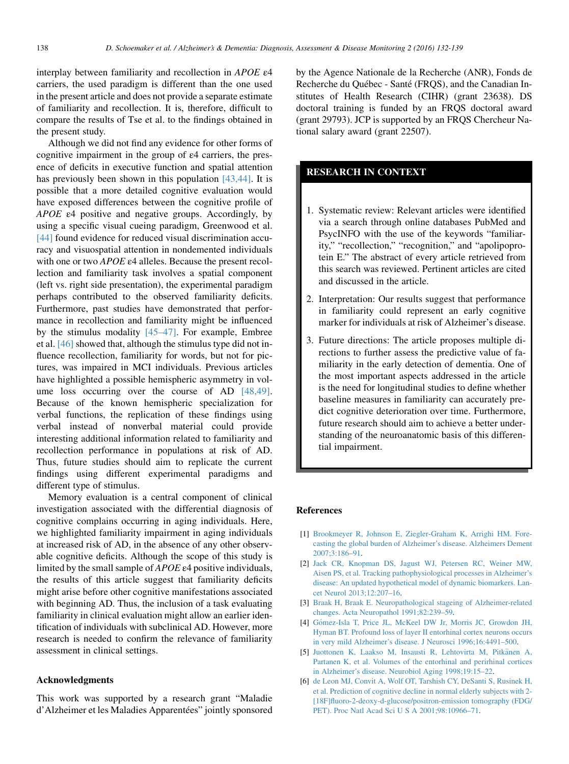interplay between familiarity and recollection in *APOE* ε4 carriers, the used paradigm is different than the one used in the present article and does not provide a separate estimate of familiarity and recollection. It is, therefore, difficult to compare the results of Tse et al. to the findings obtained in the present study.

Although we did not find any evidence for other forms of cognitive impairment in the group of ε4 carriers, the presence of deficits in executive function and spatial attention has previously been shown in this population [43,44]. It is possible that a more detailed cognitive evaluation would have exposed differences between the cognitive profile of *APOE* ε4 positive and negative groups. Accordingly, by using a specific visual cueing paradigm, Greenwood et al. [44] found evidence for reduced visual discrimination accuracy and visuospatial attention in nondemented individuals with one or two *APOE* ε4 alleles. Because the present recollection and familiarity task involves a spatial component (left vs. right side presentation), the experimental paradigm perhaps contributed to the observed familiarity deficits. Furthermore, past studies have demonstrated that performance in recollection and familiarity might be influenced by the stimulus modality [45–47]. For example, Embree et al. [46] showed that, although the stimulus type did not influence recollection, familiarity for words, but not for pictures, was impaired in MCI individuals. Previous articles have highlighted a possible hemispheric asymmetry in volume loss occurring over the course of AD [48,49]. Because of the known hemispheric specialization for verbal functions, the replication of these findings using verbal instead of nonverbal material could provide interesting additional information related to familiarity and recollection performance in populations at risk of AD. Thus, future studies should aim to replicate the current findings using different experimental paradigms and different type of stimulus.

Memory evaluation is a central component of clinical investigation associated with the differential diagnosis of cognitive complains occurring in aging individuals. Here, we highlighted familiarity impairment in aging individuals at increased risk of AD, in the absence of any other observable cognitive deficits. Although the scope of this study is limited by the small sample of *APOE* ε4 positive individuals, the results of this article suggest that familiarity deficits might arise before other cognitive manifestations associated with beginning AD. Thus, the inclusion of a task evaluating familiarity in clinical evaluation might allow an earlier identification of individuals with subclinical AD. However, more research is needed to confirm the relevance of familiarity assessment in clinical settings.

## Acknowledgments

This work was supported by a research grant "Maladie d'Alzheimer et les Maladies Apparentées" jointly sponsored by the Agence Nationale de la Recherche (ANR), Fonds de Recherche du Québec - Santé (FRQS), and the Canadian Institutes of Health Research (CIHR) (grant 23638). DS doctoral training is funded by an FRQS doctoral award (grant 29793). JCP is supported by an FRQS Chercheur National salary award (grant 22507).

## RESEARCH IN CONTEXT

1. Systematic review: Relevant articles were identified via a search through online databases PubMed and PsycINFO with the use of the keywords "familiarity," "recollection," "recognition," and "apolipoprotein E." The abstract of every article retrieved from this search was reviewed. Pertinent articles are cited and discussed in the article.
2. Interpretation: Our results suggest that performance in familiarity could represent an early cognitive marker for individuals at risk of Alzheimer's disease.
3. Future directions: The article proposes multiple directions to further assess the predictive value of familiarity in the early detection of dementia. One of the most important aspects addressed in the article is the need for longitudinal studies to define whether baseline measures in familiarity can accurately predict cognitive deterioration over time. Furthermore, future research should aim to achieve a better understanding of the neuroanatomic basis of this differential impairment.

## References

[1] Brookmeyer R, Johnson E, Ziegler-Graham K, Arrighi HM. Forecasting the global burden of Alzheimer's disease. Alzheimers Dement 2007;3:186–91.

[2] Jack CR, Knopman DS, Jagust WJ, Petersen RC, Weiner MW, Aisen PS, et al. Tracking pathophysiological processes in Alzheimer's disease: An updated hypothetical model of dynamic biomarkers. Lancet Neurol 2013;12:207–16.

[3] Braak H, Braak E. Neuropathological stageing of Alzheimer-related changes. Acta Neuropathol 1991;82:239–59.

[4] Gómez-Isla T, Price JL, McKeel DW Jr, Morris JC, Growdon JH, Hyman BT. Profound loss of layer II entorhinal cortex neurons occurs in very mild Alzheimer's disease. J Neurosci 1996;16:4491–500.

[5] Juottonen K, Laakso M, Insausti R, Lehtovirta M, Pitkänen A, Partanen K, et al. Volumes of the entorhinal and perirhinal cortices in Alzheimer's disease. Neurobiol Aging 1998;19:15–22.

[6] de Leon MJ, Convit A, Wolf OT, Tarshish CY, DeSanti S, Rusinek H, et al. Prediction of cognitive decline in normal elderly subjects with 2-[18F]fluoro-2-deoxy-d-glucose/positron-emission tomography (FDG/PET). Proc Natl Acad Sci U S A 2001;98:10966–71.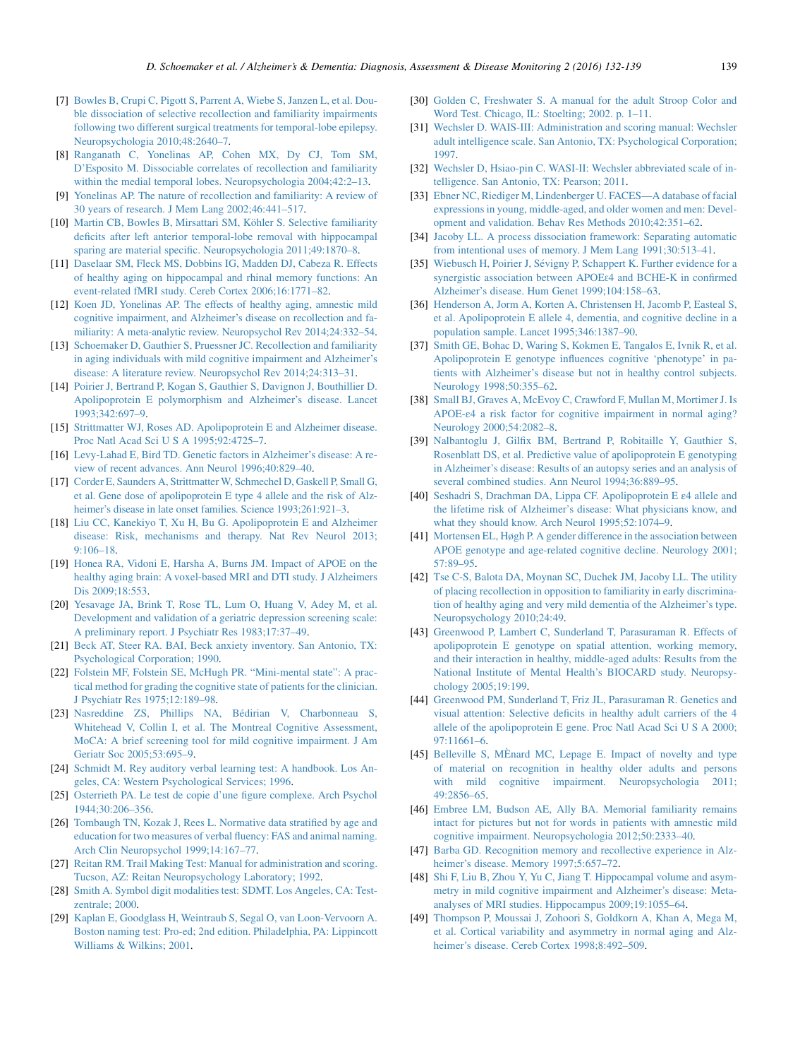[7] Bowles B, Crupi C, Pigott S, Parrent A, Wiebe S, Janzen L, et al. Double dissociation of selective recollection and familiarity impairments following two different surgical treatments for temporal-lobe epilepsy. Neuropsychologia 2010;48:2640–7.

[8] Ranganath C, Yonelinas AP, Cohen MX, Dy CJ, Tom SM, D'Esposito M. Dissociable correlates of recollection and familiarity within the medial temporal lobes. Neuropsychologia 2004;42:2–13.

[9] Yonelinas AP. The nature of recollection and familiarity: A review of 30 years of research. J Mem Lang 2002;46:441–517.

[10] Martin CB, Bowles B, Mirsattari SM, Köhler S. Selective familiarity deficits after left anterior temporal-lobe removal with hippocampal sparing are material specific. Neuropsychologia 2011;49:1870–8.

[11] Daselaar SM, Fleck MS, Dobbins IG, Madden DJ, Cabeza R. Effects of healthy aging on hippocampal and rhinal memory functions: An event-related fMRI study. Cereb Cortex 2006;16:1771–82.

[12] Koen JD, Yonelinas AP. The effects of healthy aging, amnestic mild cognitive impairment, and Alzheimer's disease on recollection and familiarity: A meta-analytic review. Neuropsychol Rev 2014;24:332–54.

[13] Schoemaker D, Gauthier S, Pruessner JC. Recollection and familiarity in aging individuals with mild cognitive impairment and Alzheimer's disease: A literature review. Neuropsychol Rev 2014;24:313–31.

[14] Poirier J, Bertrand P, Kogan S, Gauthier S, Davignon J, Bouthillier D. Apolipoprotein E polymorphism and Alzheimer's disease. Lancet 1993;342:697–9.

[15] Strittmatter WJ, Roses AD. Apolipoprotein E and Alzheimer disease. Proc Natl Acad Sci U S A 1995;92:4725–7.

[16] Levy-Lahad E, Bird TD. Genetic factors in Alzheimer's disease: A review of recent advances. Ann Neurol 1996;40:829–40.

[17] Corder E, Saunders A, Strittmatter W, Schmechel D, Gaskell P, Small G, et al. Gene dose of apolipoprotein E type 4 allele and the risk of Alzheimer's disease in late onset families. Science 1993;261:921–3.

[18] Liu CC, Kanekiyo T, Xu H, Bu G. Apolipoprotein E and Alzheimer disease: Risk, mechanisms and therapy. Nat Rev Neurol 2013;9:106–18.

[19] Honea RA, Vidoni E, Harsha A, Burns JM. Impact of APOE on the healthy aging brain: A voxel-based MRI and DTI study. J Alzheimers Dis 2009;18:553.

[20] Yesavage JA, Brink T, Rose TL, Lum O, Huang V, Adey M, et al. Development and validation of a geriatric depression screening scale: A preliminary report. J Psychiatr Res 1983;17:37–49.

[21] Beck AT, Steer RA. BAI, Beck anxiety inventory. San Antonio, TX: Psychological Corporation; 1990.

[22] Folstein MF, Folstein SE, McHugh PR. "Mini-mental state": A practical method for grading the cognitive state of patients for the clinician. J Psychiatr Res 1975;12:189–98.

[23] Nasreddine ZS, Phillips NA, Bédirian V, Charbonneau S, Whitehead V, Collin I, et al. The Montreal Cognitive Assessment, MoCA: A brief screening tool for mild cognitive impairment. J Am Geriatr Soc 2005;53:695–9.

[24] Schmidt M. Rey auditory verbal learning test: A handbook. Los Angeles, CA: Western Psychological Services; 1996.

[25] Osterrieth PA. Le test de copie d'une figure complexe. Arch Psychol 1944;30:206–356.

[26] Tombaugh TN, Kozak J, Rees L. Normative data stratified by age and education for two measures of verbal fluency: FAS and animal naming. Arch Clin Neuropsychol 1999;14:167–77.

[27] Reitan RM. Trail Making Test: Manual for administration and scoring. Tucson, AZ: Reitan Neuropsychology Laboratory; 1992.

[28] Smith A. Symbol digit modalities test: SDMT. Los Angeles, CA: Testzentrale; 2000.

[29] Kaplan E, Goodglass H, Weintraub S, Segal O, van Loon-Vervoorn A. Boston naming test: Pro-ed; 2nd edition. Philadelphia, PA: Lippincott Williams & Wilkins; 2001.

[30] Golden C, Freshwater S. A manual for the adult Stroop Color and Word Test. Chicago, IL: Stoelting; 2002. p. 1–11.

[31] Wechsler D. WAIS-III: Administration and scoring manual: Wechsler adult intelligence scale. San Antonio, TX: Psychological Corporation; 1997.

[32] Wechsler D, Hsiao-pin C. WASI-II: Wechsler abbreviated scale of intelligence. San Antonio, TX: Pearson; 2011.

[33] Ebner NC, Riediger M, Lindenberger U. FACES—A database of facial expressions in young, middle-aged, and older women and men: Development and validation. Behav Res Methods 2010;42:351–62.

[34] Jacoby LL. A process dissociation framework: Separating automatic from intentional uses of memory. J Mem Lang 1991;30:513–41.

[35] Wiebusch H, Poirier J, Sévigny P, Schappert K. Further evidence for a synergistic association between APOEε4 and BCHE-K in confirmed Alzheimer's disease. Hum Genet 1999;104:158–63.

[36] Henderson A, Jorm A, Korten A, Christensen H, Jacomb P, Easteal S, et al. Apolipoprotein E allele 4, dementia, and cognitive decline in a population sample. Lancet 1995;346:1387–90.

[37] Smith GE, Bohac D, Waring S, Kokmen E, Tangalos E, Ivnik R, et al. Apolipoprotein E genotype influences cognitive 'phenotype' in patients with Alzheimer's disease but not in healthy control subjects. Neurology 1998;50:355–62.

[38] Small BJ, Graves A, McEvoy C, Crawford F, Mullan M, Mortimer J. Is APOE-ε4 a risk factor for cognitive impairment in normal aging? Neurology 2000;54:2082–8.

[39] Nalbantoglu J, Gilfix BM, Bertrand P, Robitaille Y, Gauthier S, Rosenblatt DS, et al. Predictive value of apolipoprotein E genotyping in Alzheimer's disease: Results of an autopsy series and an analysis of several combined studies. Ann Neurol 1994;36:889–95.

[40] Seshadri S, Drachman DA, Lippa CF. Apolipoprotein E ε4 allele and the lifetime risk of Alzheimer's disease: What physicians know, and what they should know. Arch Neurol 1995;52:1074–9.

[41] Mortensen EL, Høgh P. A gender difference in the association between APOE genotype and age-related cognitive decline. Neurology 2001;57:89–95.

[42] Tse C-S, Balota DA, Moynan SC, Duchek JM, Jacoby LL. The utility of placing recollection in opposition to familiarity in early discrimination of healthy aging and very mild dementia of the Alzheimer's type. Neuropsychology 2010;24:49.

[43] Greenwood P, Lambert C, Sunderland T, Parasuraman R. Effects of apolipoprotein E genotype on spatial attention, working memory, and their interaction in healthy, middle-aged adults: Results from the National Institute of Mental Health's BIOCARD study. Neuropsychology 2005;19:199.

[44] Greenwood PM, Sunderland T, Friz JL, Parasuraman R. Genetics and visual attention: Selective deficits in healthy adult carriers of the 4 allele of the apolipoprotein E gene. Proc Natl Acad Sci U S A 2000;97:11661–6.

[45] Belleville S, MÈnard MC, Lepage E. Impact of novelty and type of material on recognition in healthy older adults and persons with mild cognitive impairment. Neuropsychologia 2011;49:2856–65.

[46] Embree LM, Budson AE, Ally BA. Memorial familiarity remains intact for pictures but not for words in patients with amnestic mild cognitive impairment. Neuropsychologia 2012;50:2333–40.

[47] Barba GD. Recognition memory and recollective experience in Alzheimer's disease. Memory 1997;5:657–72.

[48] Shi F, Liu B, Zhou Y, Yu C, Jiang T. Hippocampal volume and asymmetry in mild cognitive impairment and Alzheimer's disease: Meta-analyses of MRI studies. Hippocampus 2009;19:1055–64.

[49] Thompson P, Moussai J, Zohoori S, Goldkorn A, Khan A, Mega M, et al. Cortical variability and asymmetry in normal aging and Alzheimer's disease. Cereb Cortex 1998;8:492–509.